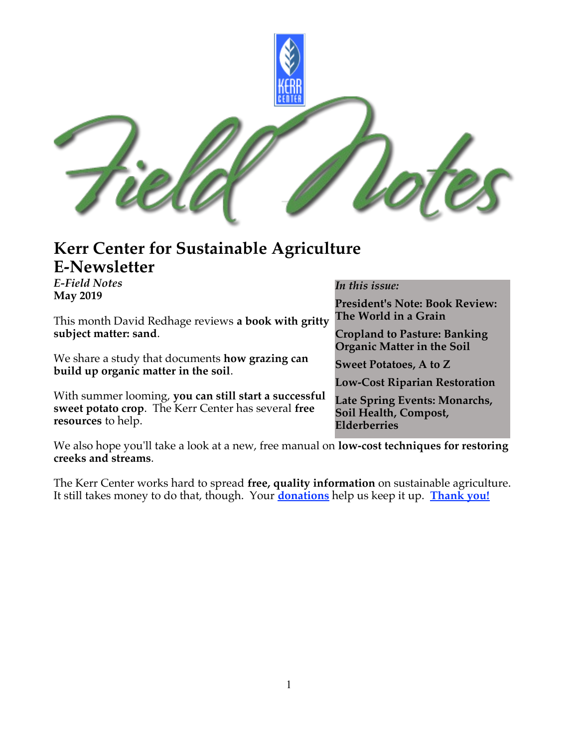# Kerr Center for Sustainable Agriculture E-Newsletter

***E-Field Notes***
**May 2019**

*In this issue:*

**President's Note: Book Review: The World in a Grain**

**Cropland to Pasture: Banking Organic Matter in the Soil**

**Sweet Potatoes, A to Z**

**Low-Cost Riparian Restoration**

**Late Spring Events: Monarchs, Soil Health, Compost, Elderberries**

This month David Redhage reviews **a book with gritty subject matter: sand**.

We share a study that documents **how grazing can build up organic matter in the soil**.

With summer looming, **you can still start a successful sweet potato crop**. The Kerr Center has several **free resources** to help.

We also hope you'll take a look at a new, free manual on **low-cost techniques for restoring creeks and streams**.

The Kerr Center works hard to spread **free, quality information** on sustainable agriculture. It still takes money to do that, though. Your **donations** help us keep it up. **Thank you!**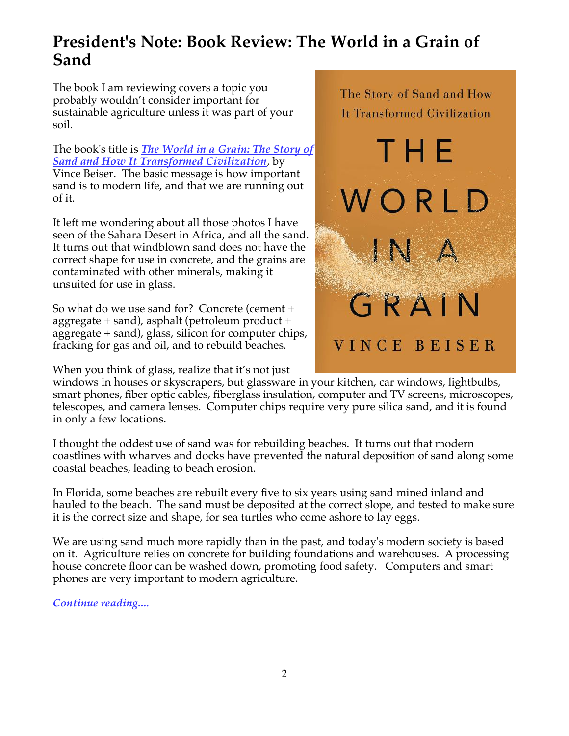# President's Note: Book Review: The World in a Grain of Sand

The book I am reviewing covers a topic you probably wouldn't consider important for sustainable agriculture unless it was part of your soil.

The book's title is ***The World in a Grain: The Story of Sand and How It Transformed Civilization***, by Vince Beiser. The basic message is how important sand is to modern life, and that we are running out of it.

It left me wondering about all those photos I have seen of the Sahara Desert in Africa, and all the sand. It turns out that windblown sand does not have the correct shape for use in concrete, and the grains are contaminated with other minerals, making it unsuited for use in glass.

So what do we use sand for? Concrete (cement + aggregate + sand), asphalt (petroleum product + aggregate + sand), glass, silicon for computer chips, fracking for gas and oil, and to rebuild beaches.

When you think of glass, realize that it's not just windows in houses or skyscrapers, but glassware in your kitchen, car windows, lightbulbs, smart phones, fiber optic cables, fiberglass insulation, computer and TV screens, microscopes, telescopes, and camera lenses. Computer chips require very pure silica sand, and it is found in only a few locations.

I thought the oddest use of sand was for rebuilding beaches. It turns out that modern coastlines with wharves and docks have prevented the natural deposition of sand along some coastal beaches, leading to beach erosion.

In Florida, some beaches are rebuilt every five to six years using sand mined inland and hauled to the beach. The sand must be deposited at the correct slope, and tested to make sure it is the correct size and shape, for sea turtles who come ashore to lay eggs.

We are using sand much more rapidly than in the past, and today's modern society is based on it. Agriculture relies on concrete for building foundations and warehouses. A processing house concrete floor can be washed down, promoting food safety. Computers and smart phones are very important to modern agriculture.

***Continue reading....***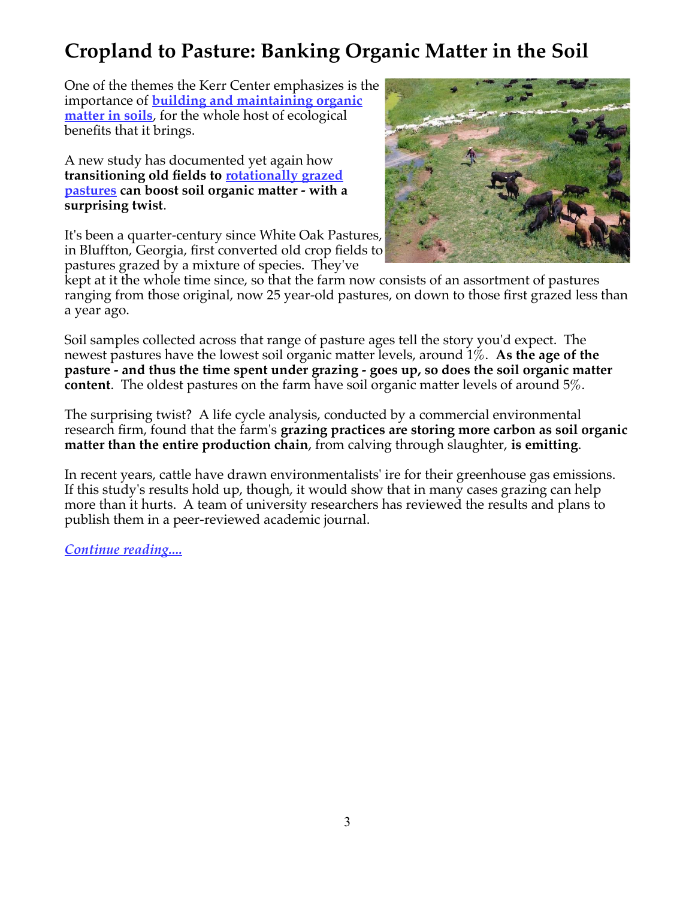# Cropland to Pasture: Banking Organic Matter in the Soil

One of the themes the Kerr Center emphasizes is the importance of **building and maintaining organic matter in soils**, for the whole host of ecological benefits that it brings.

A new study has documented yet again how **transitioning old fields to rotationally grazed pastures can boost soil organic matter - with a surprising twist**.

It's been a quarter-century since White Oak Pastures, in Bluffton, Georgia, first converted old crop fields to pastures grazed by a mixture of species. They've kept at it the whole time since, so that the farm now consists of an assortment of pastures ranging from those original, now 25 year-old pastures, on down to those first grazed less than a year ago.

Soil samples collected across that range of pasture ages tell the story you'd expect. The newest pastures have the lowest soil organic matter levels, around 1%. **As the age of the pasture - and thus the time spent under grazing - goes up, so does the soil organic matter content**. The oldest pastures on the farm have soil organic matter levels of around 5%.

The surprising twist? A life cycle analysis, conducted by a commercial environmental research firm, found that the farm's **grazing practices are storing more carbon as soil organic matter than the entire production chain**, from calving through slaughter, **is emitting**.

In recent years, cattle have drawn environmentalists' ire for their greenhouse gas emissions. If this study's results hold up, though, it would show that in many cases grazing can help more than it hurts. A team of university researchers has reviewed the results and plans to publish them in a peer-reviewed academic journal.

*Continue reading....*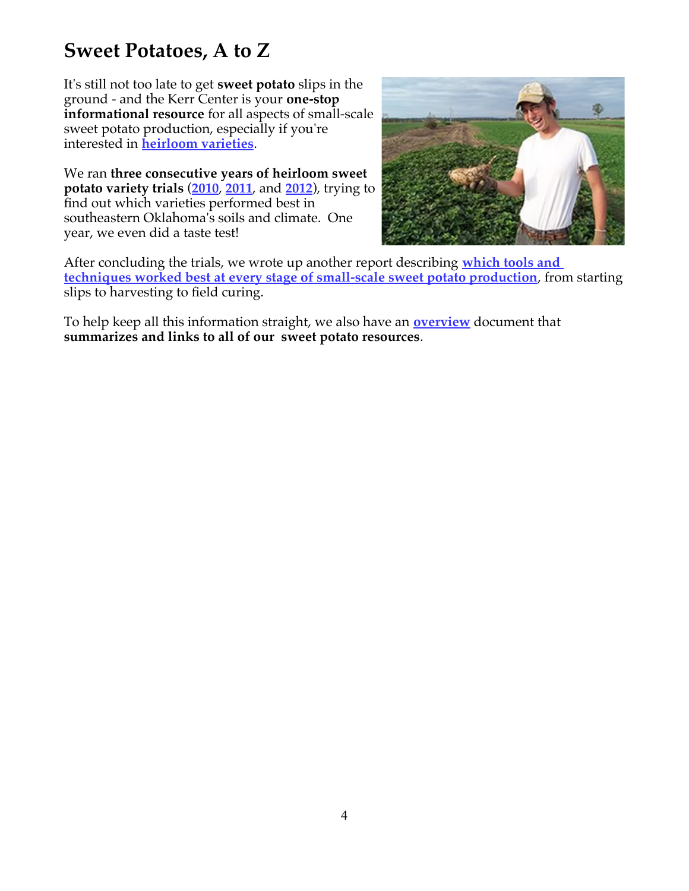# Sweet Potatoes, A to Z

It's still not too late to get **sweet potato** slips in the ground - and the Kerr Center is your **one-stop informational resource** for all aspects of small-scale sweet potato production, especially if you're interested in **heirloom varieties**.

We ran **three consecutive years of heirloom sweet potato variety trials** (**2010**, **2011**, and **2012**), trying to find out which varieties performed best in southeastern Oklahoma's soils and climate. One year, we even did a taste test!

After concluding the trials, we wrote up another report describing **which tools and techniques worked best at every stage of small-scale sweet potato production**, from starting slips to harvesting to field curing.

To help keep all this information straight, we also have an **overview** document that **summarizes and links to all of our sweet potato resources**.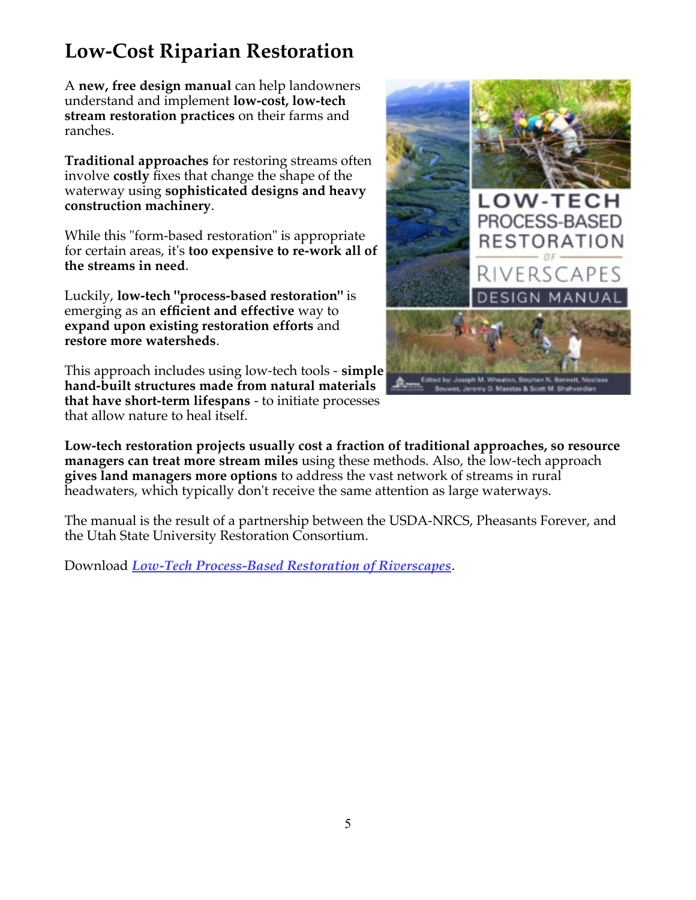## Low-Cost Riparian Restoration

A **new, free design manual** can help landowners understand and implement **low-cost, low-tech stream restoration practices** on their farms and ranches.

**Traditional approaches** for restoring streams often involve **costly** fixes that change the shape of the waterway using **sophisticated designs and heavy construction machinery**.

While this "form-based restoration" is appropriate for certain areas, it's **too expensive to re-work all of the streams in need**.

Luckily, **low-tech "process-based restoration"** is emerging as an **efficient and effective** way to **expand upon existing restoration efforts** and **restore more watersheds**.

This approach includes using low-tech tools - **simple hand-built structures made from natural materials that have short-term lifespans** - to initiate processes that allow nature to heal itself.

**Low-tech restoration projects usually cost a fraction of traditional approaches, so resource managers can treat more stream miles** using these methods. Also, the low-tech approach **gives land managers more options** to address the vast network of streams in rural headwaters, which typically don't receive the same attention as large waterways.

The manual is the result of a partnership between the USDA-NRCS, Pheasants Forever, and the Utah State University Restoration Consortium.

Download ***Low-Tech Process-Based Restoration of Riverscapes***.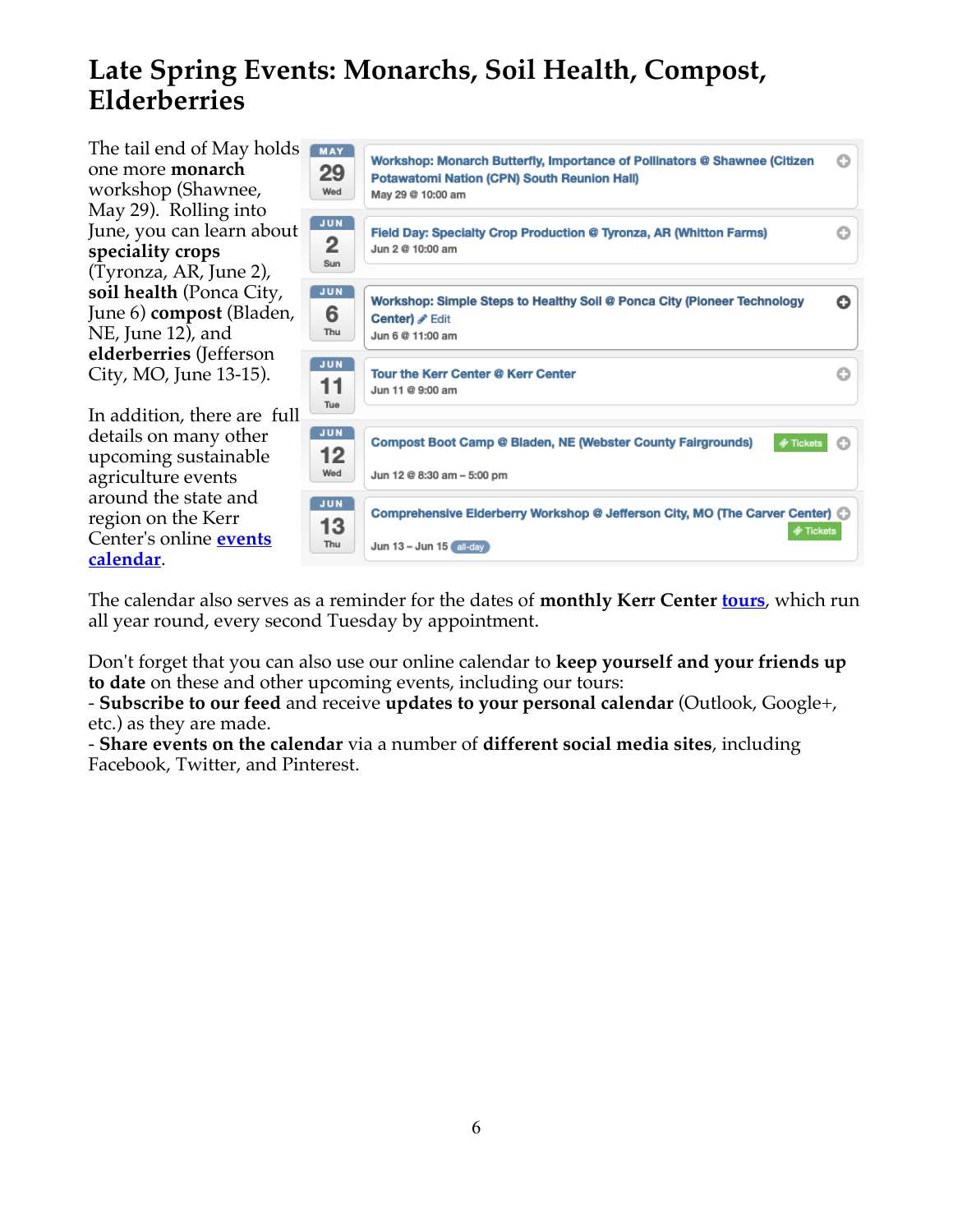# Late Spring Events: Monarchs, Soil Health, Compost, Elderberries

The tail end of May holds one more **monarch** workshop (Shawnee, May 29). Rolling into June, you can learn about **speciality crops** (Tyronza, AR, June 2), **soil health** (Ponca City, June 6) **compost** (Bladen, NE, June 12), and **elderberries** (Jefferson City, MO, June 13-15).

In addition, there are full details on many other upcoming sustainable agriculture events around the state and region on the Kerr Center's online **events calendar**.

| Date | Event |
|---|---|
| MAY 29 Wed | Workshop: Monarch Butterfly, Importance of Pollinators @ Shawnee (Citizen Potawatomi Nation (CPN) South Reunion Hall) — May 29 @ 10:00 am |
| JUN 2 Sun | Field Day: Specialty Crop Production @ Tyronza, AR (Whitton Farms) — Jun 2 @ 10:00 am |
| JUN 6 Thu | Workshop: Simple Steps to Healthy Soil @ Ponca City (Pioneer Technology Center) Edit — Jun 6 @ 11:00 am |
| JUN 11 Tue | Tour the Kerr Center @ Kerr Center — Jun 11 @ 9:00 am |
| JUN 12 Wed | Compost Boot Camp @ Bladen, NE (Webster County Fairgrounds) Tickets — Jun 12 @ 8:30 am – 5:00 pm |
| JUN 13 Thu | Comprehensive Elderberry Workshop @ Jefferson City, MO (The Carver Center) Tickets — Jun 13 – Jun 15 all-day |

The calendar also serves as a reminder for the dates of **monthly Kerr Center** **tours**, which run all year round, every second Tuesday by appointment.

Don't forget that you can also use our online calendar to **keep yourself and your friends up to date** on these and other upcoming events, including our tours:

- **Subscribe to our feed** and receive **updates to your personal calendar** (Outlook, Google+, etc.) as they are made.
- **Share events on the calendar** via a number of **different social media sites**, including Facebook, Twitter, and Pinterest.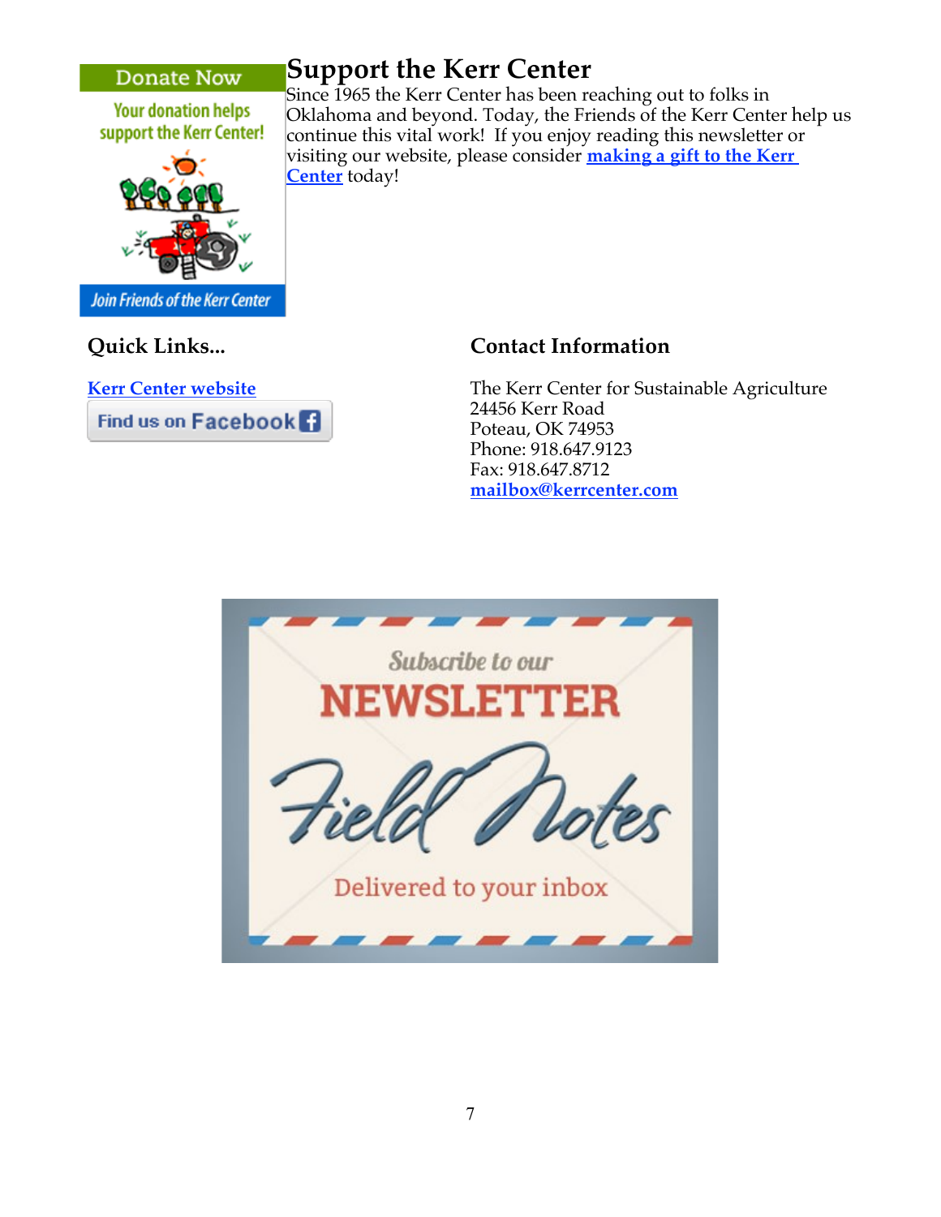# Support the Kerr Center

Since 1965 the Kerr Center has been reaching out to folks in Oklahoma and beyond. Today, the Friends of the Kerr Center help us continue this vital work! If you enjoy reading this newsletter or visiting our website, please consider **making a gift to the Kerr Center** today!

### Quick Links...

**Kerr Center website**

Find us on Facebook

### Contact Information

The Kerr Center for Sustainable Agriculture
24456 Kerr Road
Poteau, OK 74953
Phone: 918.647.9123
Fax: 918.647.8712
**mailbox@kerrcenter.com**